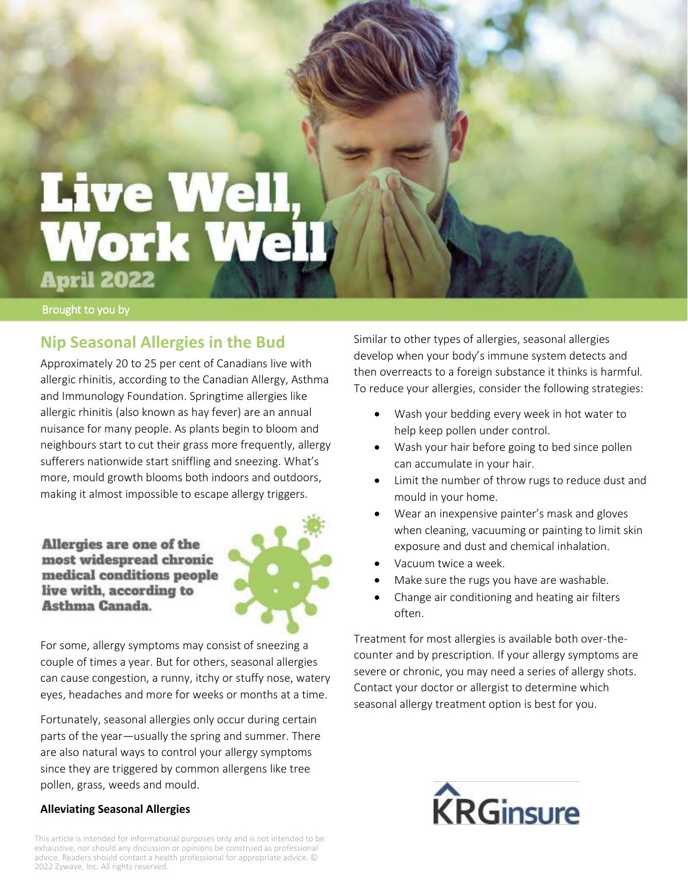# Live Well, Work Well

April 2022

Brought to you by

## Nip Seasonal Allergies in the Bud

Approximately 20 to 25 per cent of Canadians live with allergic rhinitis, according to the Canadian Allergy, Asthma and Immunology Foundation. Springtime allergies like allergic rhinitis (also known as hay fever) are an annual nuisance for many people. As plants begin to bloom and neighbours start to cut their grass more frequently, allergy sufferers nationwide start sniffling and sneezing. What's more, mould growth blooms both indoors and outdoors, making it almost impossible to escape allergy triggers.

**Allergies are one of the most widespread chronic medical conditions people live with, according to Asthma Canada.**

For some, allergy symptoms may consist of sneezing a couple of times a year. But for others, seasonal allergies can cause congestion, a runny, itchy or stuffy nose, watery eyes, headaches and more for weeks or months at a time.

Fortunately, seasonal allergies only occur during certain parts of the year—usually the spring and summer. There are also natural ways to control your allergy symptoms since they are triggered by common allergens like tree pollen, grass, weeds and mould.

### Alleviating Seasonal Allergies

Similar to other types of allergies, seasonal allergies develop when your body's immune system detects and then overreacts to a foreign substance it thinks is harmful. To reduce your allergies, consider the following strategies:

- Wash your bedding every week in hot water to help keep pollen under control.
- Wash your hair before going to bed since pollen can accumulate in your hair.
- Limit the number of throw rugs to reduce dust and mould in your home.
- Wear an inexpensive painter's mask and gloves when cleaning, vacuuming or painting to limit skin exposure and dust and chemical inhalation.
- Vacuum twice a week.
- Make sure the rugs you have are washable.
- Change air conditioning and heating air filters often.

Treatment for most allergies is available both over-the-counter and by prescription. If your allergy symptoms are severe or chronic, you may need a series of allergy shots. Contact your doctor or allergist to determine which seasonal allergy treatment option is best for you.

KRGinsure

This article is intended for informational purposes only and is not intended to be exhaustive, nor should any discussion or opinions be construed as professional advice. Readers should contact a health professional for appropriate advice. © 2022 Zywave, Inc. All rights reserved.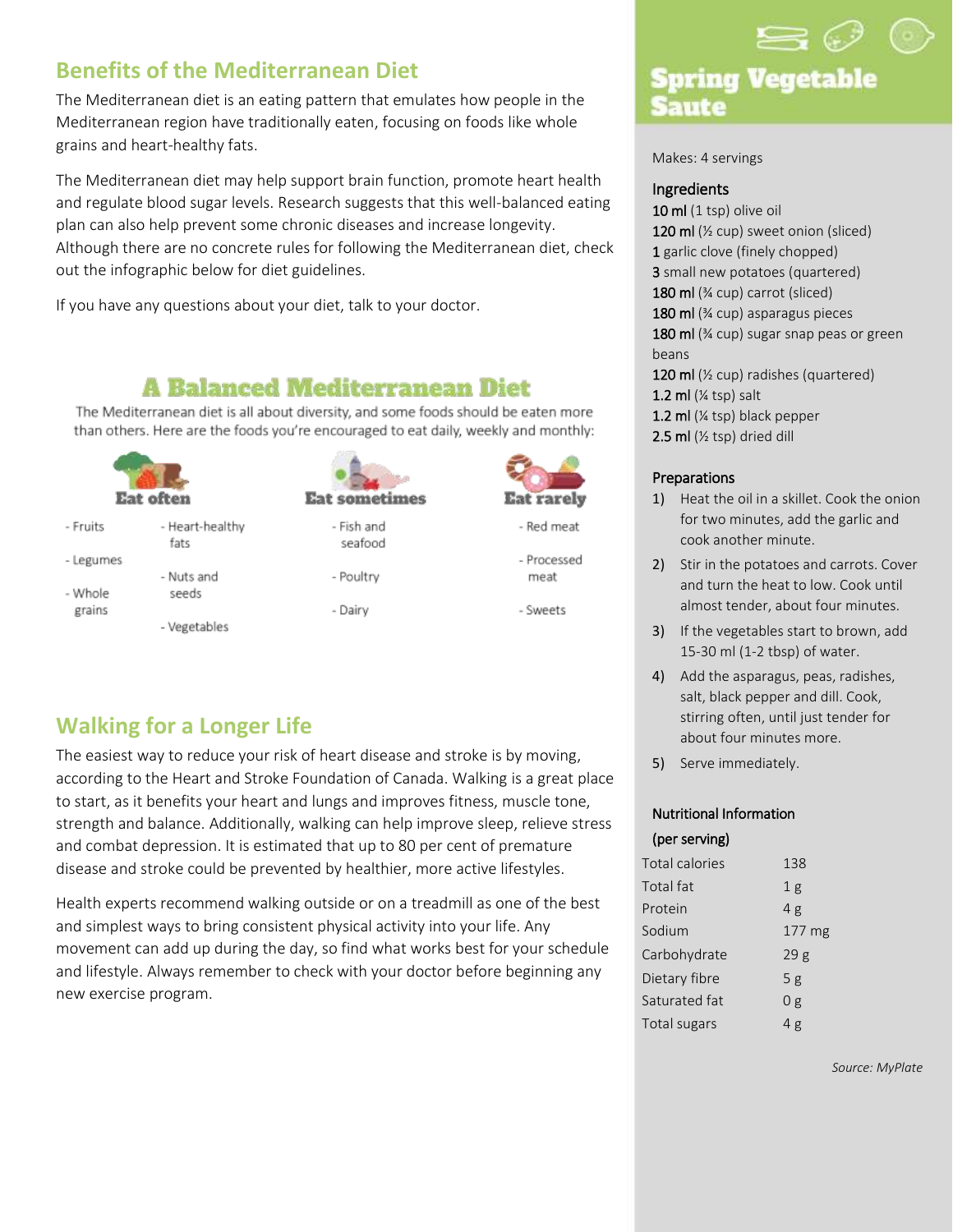## Benefits of the Mediterranean Diet

The Mediterranean diet is an eating pattern that emulates how people in the Mediterranean region have traditionally eaten, focusing on foods like whole grains and heart-healthy fats.

The Mediterranean diet may help support brain function, promote heart health and regulate blood sugar levels. Research suggests that this well-balanced eating plan can also help prevent some chronic diseases and increase longevity. Although there are no concrete rules for following the Mediterranean diet, check out the infographic below for diet guidelines.

If you have any questions about your diet, talk to your doctor.

### A Balanced Mediterranean Diet

The Mediterranean diet is all about diversity, and some foods should be eaten more than others. Here are the foods you're encouraged to eat daily, weekly and monthly:

**Eat often**

- Fruits
- Legumes
- Whole grains
- Heart-healthy fats
- Nuts and seeds
- Vegetables

**Eat sometimes**

- Fish and seafood
- Poultry
- Dairy

**Eat rarely**

- Red meat
- Processed meat
- Sweets

## Walking for a Longer Life

The easiest way to reduce your risk of heart disease and stroke is by moving, according to the Heart and Stroke Foundation of Canada. Walking is a great place to start, as it benefits your heart and lungs and improves fitness, muscle tone, strength and balance. Additionally, walking can help improve sleep, relieve stress and combat depression. It is estimated that up to 80 per cent of premature disease and stroke could be prevented by healthier, more active lifestyles.

Health experts recommend walking outside or on a treadmill as one of the best and simplest ways to bring consistent physical activity into your life. Any movement can add up during the day, so find what works best for your schedule and lifestyle. Always remember to check with your doctor before beginning any new exercise program.

## Spring Vegetable Saute

Makes: 4 servings

### Ingredients

**10 ml** (1 tsp) olive oil
**120 ml** (½ cup) sweet onion (sliced)
**1** garlic clove (finely chopped)
**3** small new potatoes (quartered)
**180 ml** (¾ cup) carrot (sliced)
**180 ml** (¾ cup) asparagus pieces
**180 ml** (¾ cup) sugar snap peas or green beans
**120 ml** (½ cup) radishes (quartered)
**1.2 ml** (¼ tsp) salt
**1.2 ml** (¼ tsp) black pepper
**2.5 ml** (½ tsp) dried dill

### Preparations

1) Heat the oil in a skillet. Cook the onion for two minutes, add the garlic and cook another minute.
2) Stir in the potatoes and carrots. Cover and turn the heat to low. Cook until almost tender, about four minutes.
3) If the vegetables start to brown, add 15-30 ml (1-2 tbsp) of water.
4) Add the asparagus, peas, radishes, salt, black pepper and dill. Cook, stirring often, until just tender for about four minutes more.
5) Serve immediately.

### Nutritional Information (per serving)

| | |
|---|---|
| Total calories | 138 |
| Total fat | 1 g |
| Protein | 4 g |
| Sodium | 177 mg |
| Carbohydrate | 29 g |
| Dietary fibre | 5 g |
| Saturated fat | 0 g |
| Total sugars | 4 g |

*Source: MyPlate*